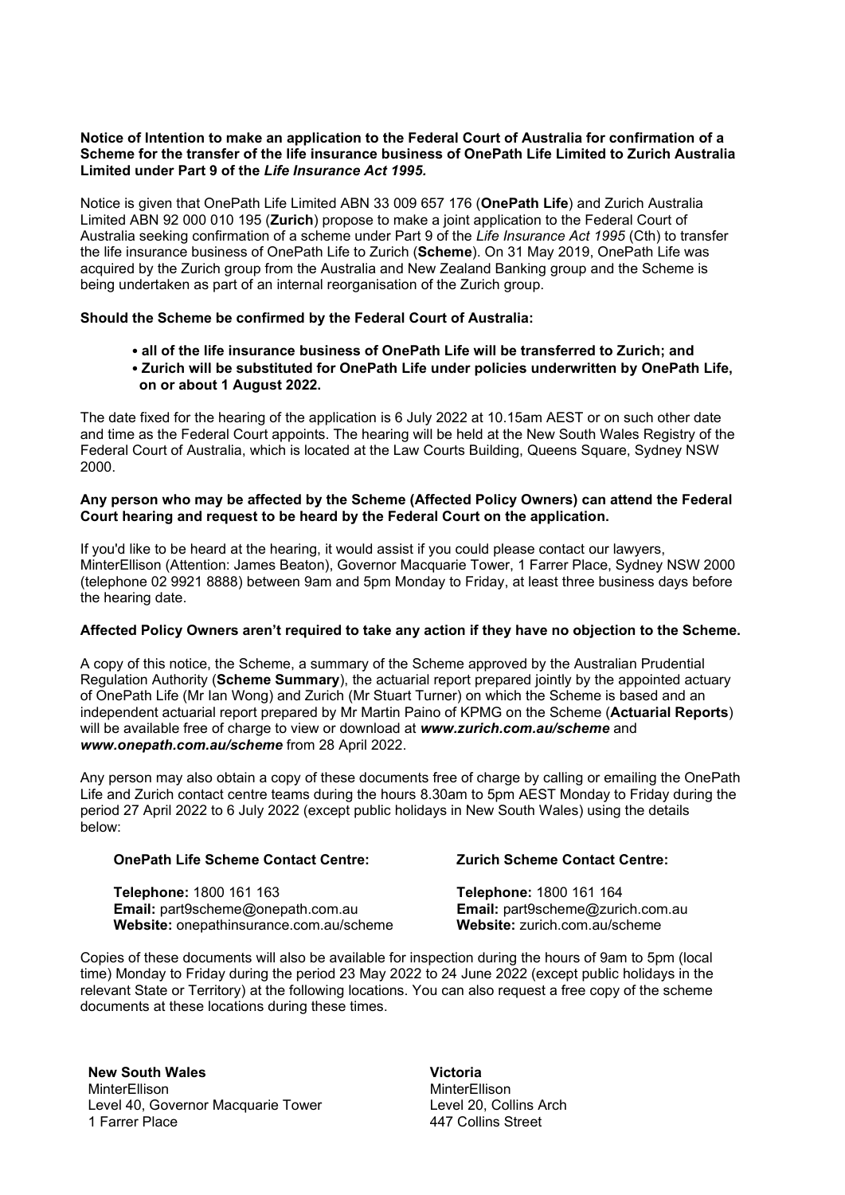**Notice of Intention to make an application to the Federal Court of Australia for confirmation of a Scheme for the transfer of the life insurance business of OnePath Life Limited to Zurich Australia Limited under Part 9 of the *Life Insurance Act 1995.***

Notice is given that OnePath Life Limited ABN 33 009 657 176 (**OnePath Life**) and Zurich Australia Limited ABN 92 000 010 195 (**Zurich**) propose to make a joint application to the Federal Court of Australia seeking confirmation of a scheme under Part 9 of the *Life Insurance Act 1995* (Cth) to transfer the life insurance business of OnePath Life to Zurich (**Scheme**). On 31 May 2019, OnePath Life was acquired by the Zurich group from the Australia and New Zealand Banking group and the Scheme is being undertaken as part of an internal reorganisation of the Zurich group.

**Should the Scheme be confirmed by the Federal Court of Australia:**

- **all of the life insurance business of OnePath Life will be transferred to Zurich; and**
- **Zurich will be substituted for OnePath Life under policies underwritten by OnePath Life, on or about 1 August 2022.**

The date fixed for the hearing of the application is 6 July 2022 at 10.15am AEST or on such other date and time as the Federal Court appoints. The hearing will be held at the New South Wales Registry of the Federal Court of Australia, which is located at the Law Courts Building, Queens Square, Sydney NSW 2000.

**Any person who may be affected by the Scheme (Affected Policy Owners) can attend the Federal Court hearing and request to be heard by the Federal Court on the application.**

If you'd like to be heard at the hearing, it would assist if you could please contact our lawyers, MinterEllison (Attention: James Beaton), Governor Macquarie Tower, 1 Farrer Place, Sydney NSW 2000 (telephone 02 9921 8888) between 9am and 5pm Monday to Friday, at least three business days before the hearing date.

**Affected Policy Owners aren't required to take any action if they have no objection to the Scheme.**

A copy of this notice, the Scheme, a summary of the Scheme approved by the Australian Prudential Regulation Authority (**Scheme Summary**), the actuarial report prepared jointly by the appointed actuary of OnePath Life (Mr Ian Wong) and Zurich (Mr Stuart Turner) on which the Scheme is based and an independent actuarial report prepared by Mr Martin Paino of KPMG on the Scheme (**Actuarial Reports**) will be available free of charge to view or download at ***www.zurich.com.au/scheme*** and ***www.onepath.com.au/scheme*** from 28 April 2022.

Any person may also obtain a copy of these documents free of charge by calling or emailing the OnePath Life and Zurich contact centre teams during the hours 8.30am to 5pm AEST Monday to Friday during the period 27 April 2022 to 6 July 2022 (except public holidays in New South Wales) using the details below:

**OnePath Life Scheme Contact Centre:**

**Telephone:** 1800 161 163
**Email:** part9scheme@onepath.com.au
**Website:** onepathinsurance.com.au/scheme

**Zurich Scheme Contact Centre:**

**Telephone:** 1800 161 164
**Email:** part9scheme@zurich.com.au
**Website:** zurich.com.au/scheme

Copies of these documents will also be available for inspection during the hours of 9am to 5pm (local time) Monday to Friday during the period 23 May 2022 to 24 June 2022 (except public holidays in the relevant State or Territory) at the following locations. You can also request a free copy of the scheme documents at these locations during these times.

**New South Wales**
MinterEllison
Level 40, Governor Macquarie Tower
1 Farrer Place

**Victoria**
MinterEllison
Level 20, Collins Arch
447 Collins Street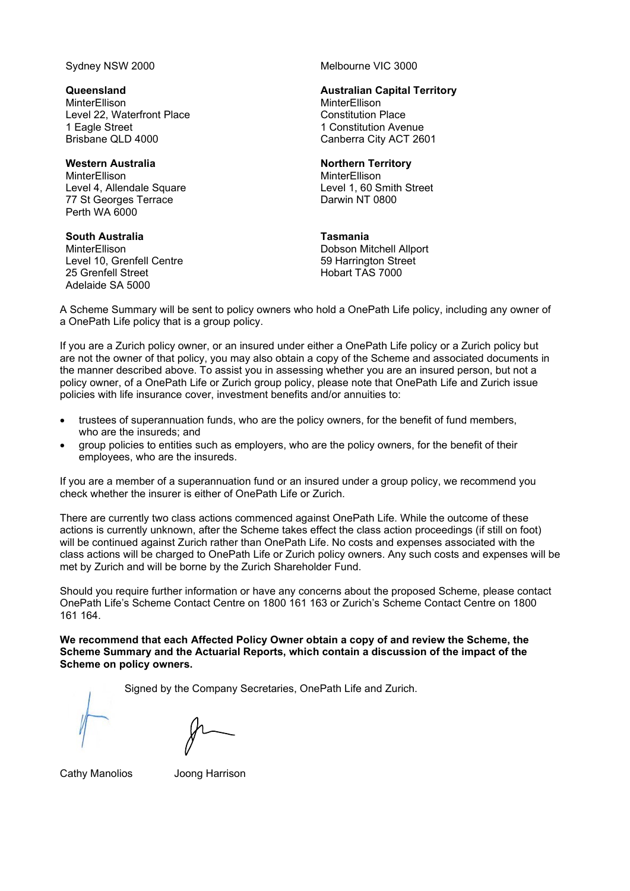Sydney NSW 2000

Melbourne VIC 3000

**Queensland**
MinterEllison
Level 22, Waterfront Place
1 Eagle Street
Brisbane QLD 4000

**Australian Capital Territory**
MinterEllison
Constitution Place
1 Constitution Avenue
Canberra City ACT 2601

**Western Australia**
MinterEllison
Level 4, Allendale Square
77 St Georges Terrace
Perth WA 6000

**Northern Territory**
MinterEllison
Level 1, 60 Smith Street
Darwin NT 0800

**South Australia**
MinterEllison
Level 10, Grenfell Centre
25 Grenfell Street
Adelaide SA 5000

**Tasmania**
Dobson Mitchell Allport
59 Harrington Street
Hobart TAS 7000

A Scheme Summary will be sent to policy owners who hold a OnePath Life policy, including any owner of a OnePath Life policy that is a group policy.

If you are a Zurich policy owner, or an insured under either a OnePath Life policy or a Zurich policy but are not the owner of that policy, you may also obtain a copy of the Scheme and associated documents in the manner described above. To assist you in assessing whether you are an insured person, but not a policy owner, of a OnePath Life or Zurich group policy, please note that OnePath Life and Zurich issue policies with life insurance cover, investment benefits and/or annuities to:

- trustees of superannuation funds, who are the policy owners, for the benefit of fund members, who are the insureds; and
- group policies to entities such as employers, who are the policy owners, for the benefit of their employees, who are the insureds.

If you are a member of a superannuation fund or an insured under a group policy, we recommend you check whether the insurer is either of OnePath Life or Zurich.

There are currently two class actions commenced against OnePath Life. While the outcome of these actions is currently unknown, after the Scheme takes effect the class action proceedings (if still on foot) will be continued against Zurich rather than OnePath Life. No costs and expenses associated with the class actions will be charged to OnePath Life or Zurich policy owners. Any such costs and expenses will be met by Zurich and will be borne by the Zurich Shareholder Fund.

Should you require further information or have any concerns about the proposed Scheme, please contact OnePath Life's Scheme Contact Centre on 1800 161 163 or Zurich's Scheme Contact Centre on 1800 161 164.

**We recommend that each Affected Policy Owner obtain a copy of and review the Scheme, the Scheme Summary and the Actuarial Reports, which contain a discussion of the impact of the Scheme on policy owners.**

Signed by the Company Secretaries, OnePath Life and Zurich.

Cathy Manolios    Joong Harrison